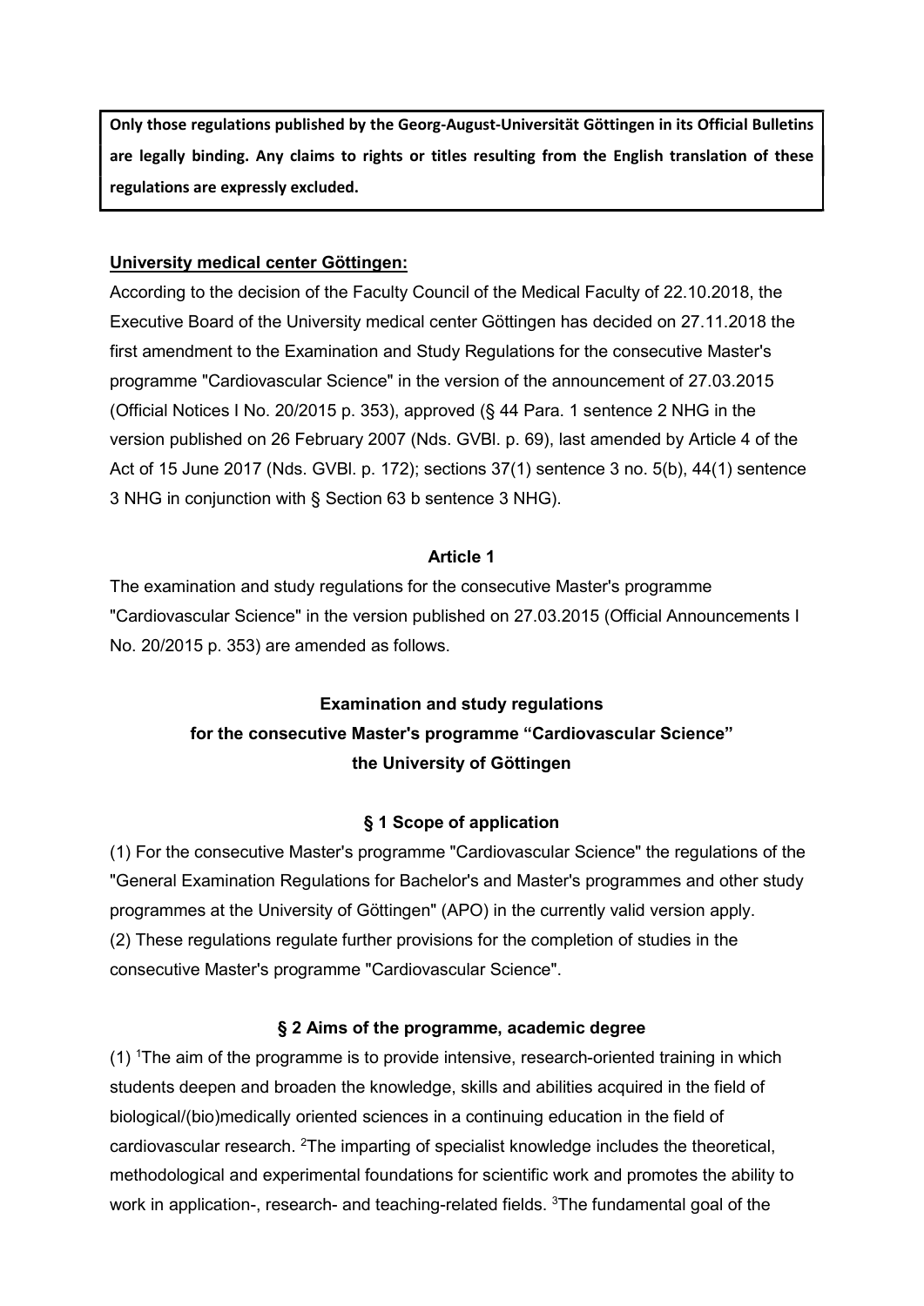**Only those regulations published by the Georg-August-Universität Göttingen in its Official Bulletins are legally binding. Any claims to rights or titles resulting from the English translation of these regulations are expressly excluded.**

**University medical center Göttingen:**

According to the decision of the Faculty Council of the Medical Faculty of 22.10.2018, the Executive Board of the University medical center Göttingen has decided on 27.11.2018 the first amendment to the Examination and Study Regulations for the consecutive Master's programme "Cardiovascular Science" in the version of the announcement of 27.03.2015 (Official Notices I No. 20/2015 p. 353), approved (§ 44 Para. 1 sentence 2 NHG in the version published on 26 February 2007 (Nds. GVBl. p. 69), last amended by Article 4 of the Act of 15 June 2017 (Nds. GVBl. p. 172); sections 37(1) sentence 3 no. 5(b), 44(1) sentence 3 NHG in conjunction with § Section 63 b sentence 3 NHG).

**Article 1**

The examination and study regulations for the consecutive Master's programme "Cardiovascular Science" in the version published on 27.03.2015 (Official Announcements I No. 20/2015 p. 353) are amended as follows.

# Examination and study regulations for the consecutive Master's programme "Cardiovascular Science" the University of Göttingen

## § 1 Scope of application

(1) For the consecutive Master's programme "Cardiovascular Science" the regulations of the "General Examination Regulations for Bachelor's and Master's programmes and other study programmes at the University of Göttingen" (APO) in the currently valid version apply.

(2) These regulations regulate further provisions for the completion of studies in the consecutive Master's programme "Cardiovascular Science".

## § 2 Aims of the programme, academic degree

(1) [1]The aim of the programme is to provide intensive, research-oriented training in which students deepen and broaden the knowledge, skills and abilities acquired in the field of biological/(bio)medically oriented sciences in a continuing education in the field of cardiovascular research. [2]The imparting of specialist knowledge includes the theoretical, methodological and experimental foundations for scientific work and promotes the ability to work in application-, research- and teaching-related fields. [3]The fundamental goal of the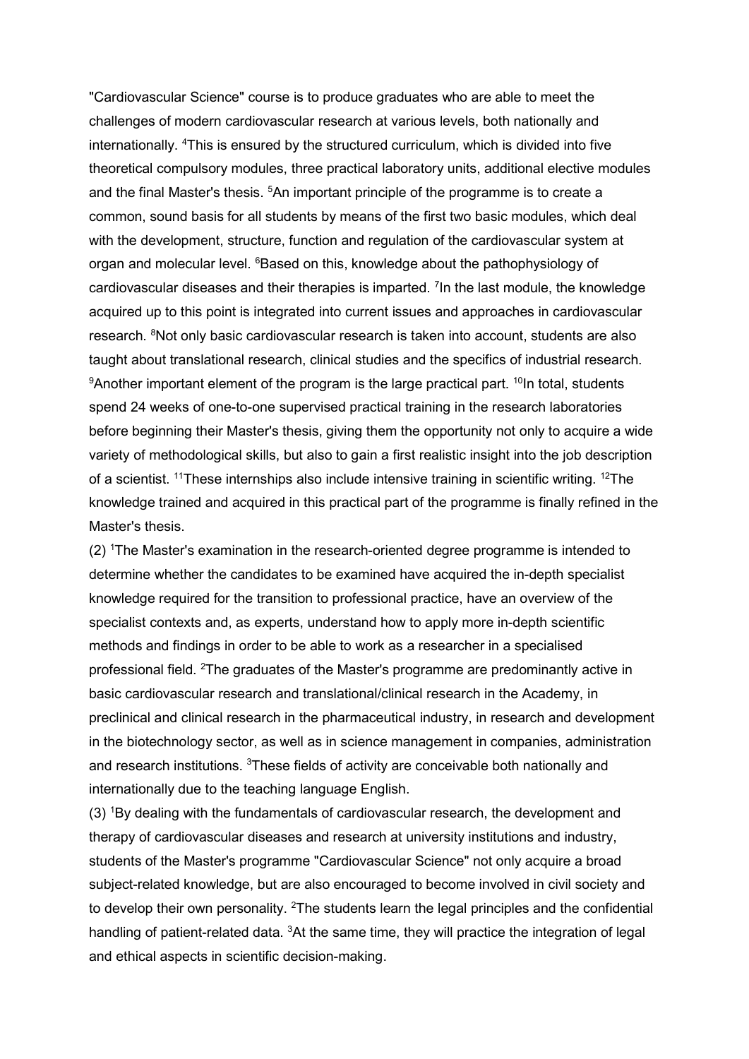"Cardiovascular Science" course is to produce graduates who are able to meet the challenges of modern cardiovascular research at various levels, both nationally and internationally. [4]This is ensured by the structured curriculum, which is divided into five theoretical compulsory modules, three practical laboratory units, additional elective modules and the final Master's thesis. [5]An important principle of the programme is to create a common, sound basis for all students by means of the first two basic modules, which deal with the development, structure, function and regulation of the cardiovascular system at organ and molecular level. [6]Based on this, knowledge about the pathophysiology of cardiovascular diseases and their therapies is imparted. [7]In the last module, the knowledge acquired up to this point is integrated into current issues and approaches in cardiovascular research. [8]Not only basic cardiovascular research is taken into account, students are also taught about translational research, clinical studies and the specifics of industrial research. [9]Another important element of the program is the large practical part. [10]In total, students spend 24 weeks of one-to-one supervised practical training in the research laboratories before beginning their Master's thesis, giving them the opportunity not only to acquire a wide variety of methodological skills, but also to gain a first realistic insight into the job description of a scientist. [11]These internships also include intensive training in scientific writing. [12]The knowledge trained and acquired in this practical part of the programme is finally refined in the Master's thesis.

(2) [1]The Master's examination in the research-oriented degree programme is intended to determine whether the candidates to be examined have acquired the in-depth specialist knowledge required for the transition to professional practice, have an overview of the specialist contexts and, as experts, understand how to apply more in-depth scientific methods and findings in order to be able to work as a researcher in a specialised professional field. [2]The graduates of the Master's programme are predominantly active in basic cardiovascular research and translational/clinical research in the Academy, in preclinical and clinical research in the pharmaceutical industry, in research and development in the biotechnology sector, as well as in science management in companies, administration and research institutions. [3]These fields of activity are conceivable both nationally and internationally due to the teaching language English.

(3) [1]By dealing with the fundamentals of cardiovascular research, the development and therapy of cardiovascular diseases and research at university institutions and industry, students of the Master's programme "Cardiovascular Science" not only acquire a broad subject-related knowledge, but are also encouraged to become involved in civil society and to develop their own personality. [2]The students learn the legal principles and the confidential handling of patient-related data. [3]At the same time, they will practice the integration of legal and ethical aspects in scientific decision-making.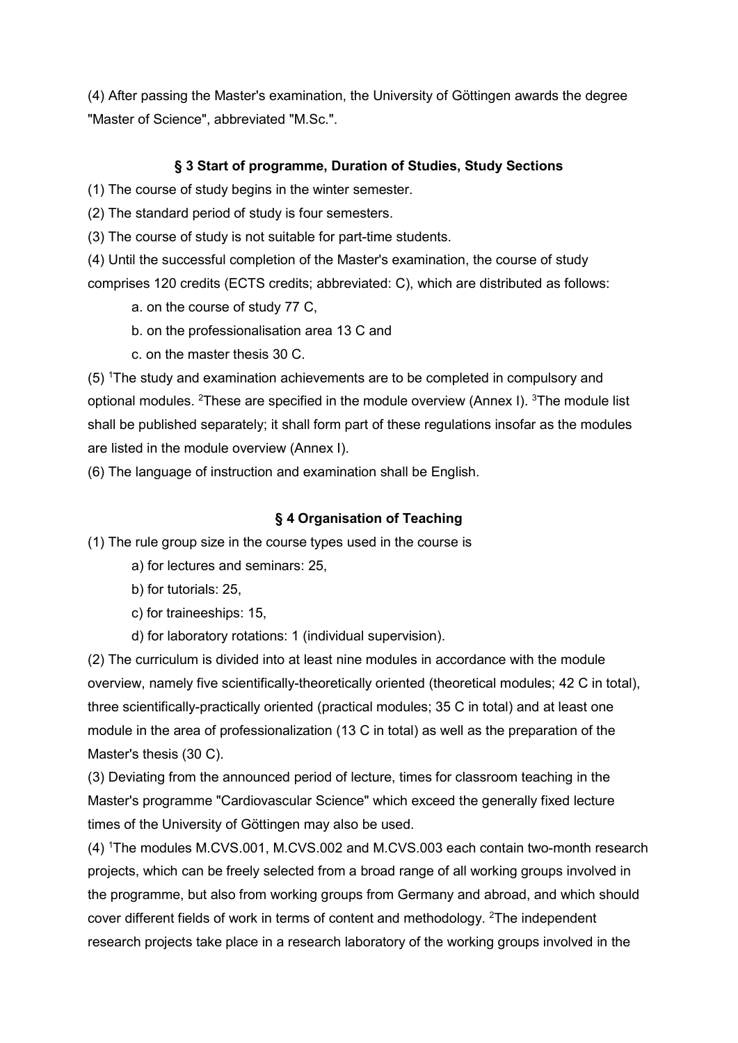(4) After passing the Master's examination, the University of Göttingen awards the degree "Master of Science", abbreviated "M.Sc.".

### § 3 Start of programme, Duration of Studies, Study Sections

(1) The course of study begins in the winter semester.

(2) The standard period of study is four semesters.

(3) The course of study is not suitable for part-time students.

(4) Until the successful completion of the Master's examination, the course of study comprises 120 credits (ECTS credits; abbreviated: C), which are distributed as follows:

a. on the course of study 77 C,

b. on the professionalisation area 13 C and

c. on the master thesis 30 C.

(5) [1]The study and examination achievements are to be completed in compulsory and optional modules. [2]These are specified in the module overview (Annex I). [3]The module list shall be published separately; it shall form part of these regulations insofar as the modules are listed in the module overview (Annex I).

(6) The language of instruction and examination shall be English.

### § 4 Organisation of Teaching

(1) The rule group size in the course types used in the course is

a) for lectures and seminars: 25,

b) for tutorials: 25,

c) for traineeships: 15,

d) for laboratory rotations: 1 (individual supervision).

(2) The curriculum is divided into at least nine modules in accordance with the module overview, namely five scientifically-theoretically oriented (theoretical modules; 42 C in total), three scientifically-practically oriented (practical modules; 35 C in total) and at least one module in the area of professionalization (13 C in total) as well as the preparation of the Master's thesis (30 C).

(3) Deviating from the announced period of lecture, times for classroom teaching in the Master's programme "Cardiovascular Science" which exceed the generally fixed lecture times of the University of Göttingen may also be used.

(4) [1]The modules M.CVS.001, M.CVS.002 and M.CVS.003 each contain two-month research projects, which can be freely selected from a broad range of all working groups involved in the programme, but also from working groups from Germany and abroad, and which should cover different fields of work in terms of content and methodology. [2]The independent research projects take place in a research laboratory of the working groups involved in the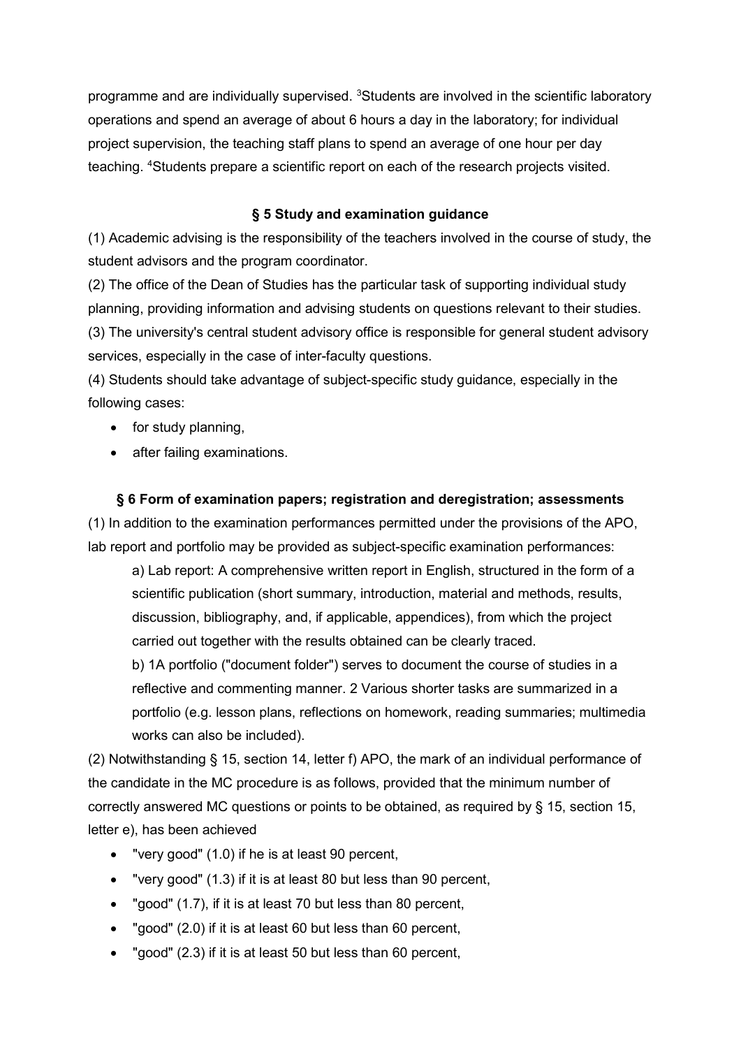programme and are individually supervised. [3]Students are involved in the scientific laboratory operations and spend an average of about 6 hours a day in the laboratory; for individual project supervision, the teaching staff plans to spend an average of one hour per day teaching. [4]Students prepare a scientific report on each of the research projects visited.

### § 5 Study and examination guidance

(1) Academic advising is the responsibility of the teachers involved in the course of study, the student advisors and the program coordinator.

(2) The office of the Dean of Studies has the particular task of supporting individual study planning, providing information and advising students on questions relevant to their studies.

(3) The university's central student advisory office is responsible for general student advisory services, especially in the case of inter-faculty questions.

(4) Students should take advantage of subject-specific study guidance, especially in the following cases:

- for study planning,
- after failing examinations.

### § 6 Form of examination papers; registration and deregistration; assessments

(1) In addition to the examination performances permitted under the provisions of the APO, lab report and portfolio may be provided as subject-specific examination performances:

a) Lab report: A comprehensive written report in English, structured in the form of a scientific publication (short summary, introduction, material and methods, results, discussion, bibliography, and, if applicable, appendices), from which the project carried out together with the results obtained can be clearly traced.

b) 1A portfolio ("document folder") serves to document the course of studies in a reflective and commenting manner. 2 Various shorter tasks are summarized in a portfolio (e.g. lesson plans, reflections on homework, reading summaries; multimedia works can also be included).

(2) Notwithstanding § 15, section 14, letter f) APO, the mark of an individual performance of the candidate in the MC procedure is as follows, provided that the minimum number of correctly answered MC questions or points to be obtained, as required by § 15, section 15, letter e), has been achieved

- "very good" (1.0) if he is at least 90 percent,
- "very good" (1.3) if it is at least 80 but less than 90 percent,
- "good" (1.7), if it is at least 70 but less than 80 percent,
- "good" (2.0) if it is at least 60 but less than 60 percent,
- "good" (2.3) if it is at least 50 but less than 60 percent,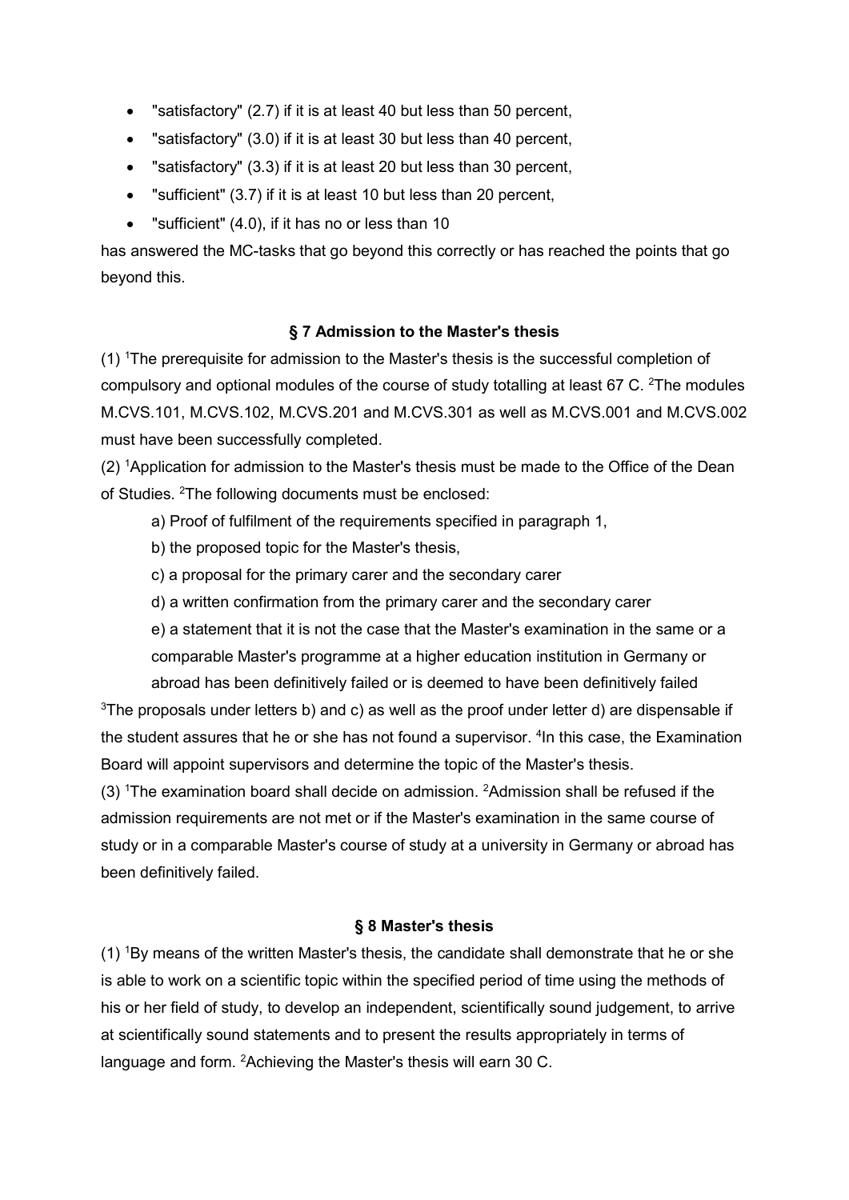- "satisfactory" (2.7) if it is at least 40 but less than 50 percent,
- "satisfactory" (3.0) if it is at least 30 but less than 40 percent,
- "satisfactory" (3.3) if it is at least 20 but less than 30 percent,
- "sufficient" (3.7) if it is at least 10 but less than 20 percent,
- "sufficient" (4.0), if it has no or less than 10

has answered the MC-tasks that go beyond this correctly or has reached the points that go beyond this.

### § 7 Admission to the Master's thesis

(1) [1]The prerequisite for admission to the Master's thesis is the successful completion of compulsory and optional modules of the course of study totalling at least 67 C. [2]The modules M.CVS.101, M.CVS.102, M.CVS.201 and M.CVS.301 as well as M.CVS.001 and M.CVS.002 must have been successfully completed.

(2) [1]Application for admission to the Master's thesis must be made to the Office of the Dean of Studies. [2]The following documents must be enclosed:

a) Proof of fulfilment of the requirements specified in paragraph 1,

b) the proposed topic for the Master's thesis,

c) a proposal for the primary carer and the secondary carer

d) a written confirmation from the primary carer and the secondary carer

e) a statement that it is not the case that the Master's examination in the same or a comparable Master's programme at a higher education institution in Germany or abroad has been definitively failed or is deemed to have been definitively failed

[3]The proposals under letters b) and c) as well as the proof under letter d) are dispensable if the student assures that he or she has not found a supervisor. [4]In this case, the Examination Board will appoint supervisors and determine the topic of the Master's thesis.

(3) [1]The examination board shall decide on admission. [2]Admission shall be refused if the admission requirements are not met or if the Master's examination in the same course of study or in a comparable Master's course of study at a university in Germany or abroad has been definitively failed.

### § 8 Master's thesis

(1) [1]By means of the written Master's thesis, the candidate shall demonstrate that he or she is able to work on a scientific topic within the specified period of time using the methods of his or her field of study, to develop an independent, scientifically sound judgement, to arrive at scientifically sound statements and to present the results appropriately in terms of language and form. [2]Achieving the Master's thesis will earn 30 C.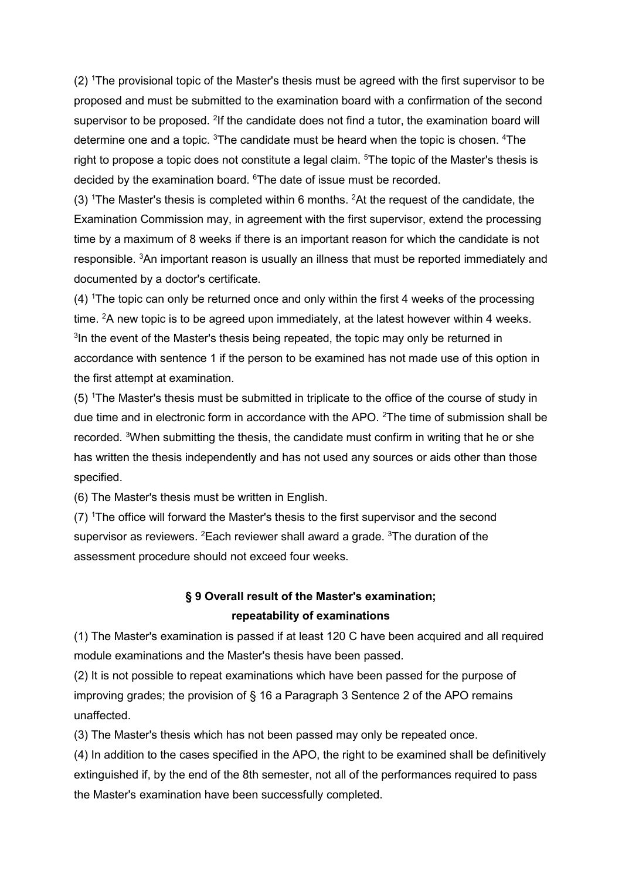(2) [1]The provisional topic of the Master's thesis must be agreed with the first supervisor to be proposed and must be submitted to the examination board with a confirmation of the second supervisor to be proposed. [2]If the candidate does not find a tutor, the examination board will determine one and a topic. [3]The candidate must be heard when the topic is chosen. [4]The right to propose a topic does not constitute a legal claim. [5]The topic of the Master's thesis is decided by the examination board. [6]The date of issue must be recorded.

(3) [1]The Master's thesis is completed within 6 months. [2]At the request of the candidate, the Examination Commission may, in agreement with the first supervisor, extend the processing time by a maximum of 8 weeks if there is an important reason for which the candidate is not responsible. [3]An important reason is usually an illness that must be reported immediately and documented by a doctor's certificate.

(4) [1]The topic can only be returned once and only within the first 4 weeks of the processing time. [2]A new topic is to be agreed upon immediately, at the latest however within 4 weeks. [3]In the event of the Master's thesis being repeated, the topic may only be returned in accordance with sentence 1 if the person to be examined has not made use of this option in the first attempt at examination.

(5) [1]The Master's thesis must be submitted in triplicate to the office of the course of study in due time and in electronic form in accordance with the APO. [2]The time of submission shall be recorded. [3]When submitting the thesis, the candidate must confirm in writing that he or she has written the thesis independently and has not used any sources or aids other than those specified.

(6) The Master's thesis must be written in English.

(7) [1]The office will forward the Master's thesis to the first supervisor and the second supervisor as reviewers. [2]Each reviewer shall award a grade. [3]The duration of the assessment procedure should not exceed four weeks.

## § 9 Overall result of the Master's examination; repeatability of examinations

(1) The Master's examination is passed if at least 120 C have been acquired and all required module examinations and the Master's thesis have been passed.

(2) It is not possible to repeat examinations which have been passed for the purpose of improving grades; the provision of § 16 a Paragraph 3 Sentence 2 of the APO remains unaffected.

(3) The Master's thesis which has not been passed may only be repeated once.

(4) In addition to the cases specified in the APO, the right to be examined shall be definitively extinguished if, by the end of the 8th semester, not all of the performances required to pass the Master's examination have been successfully completed.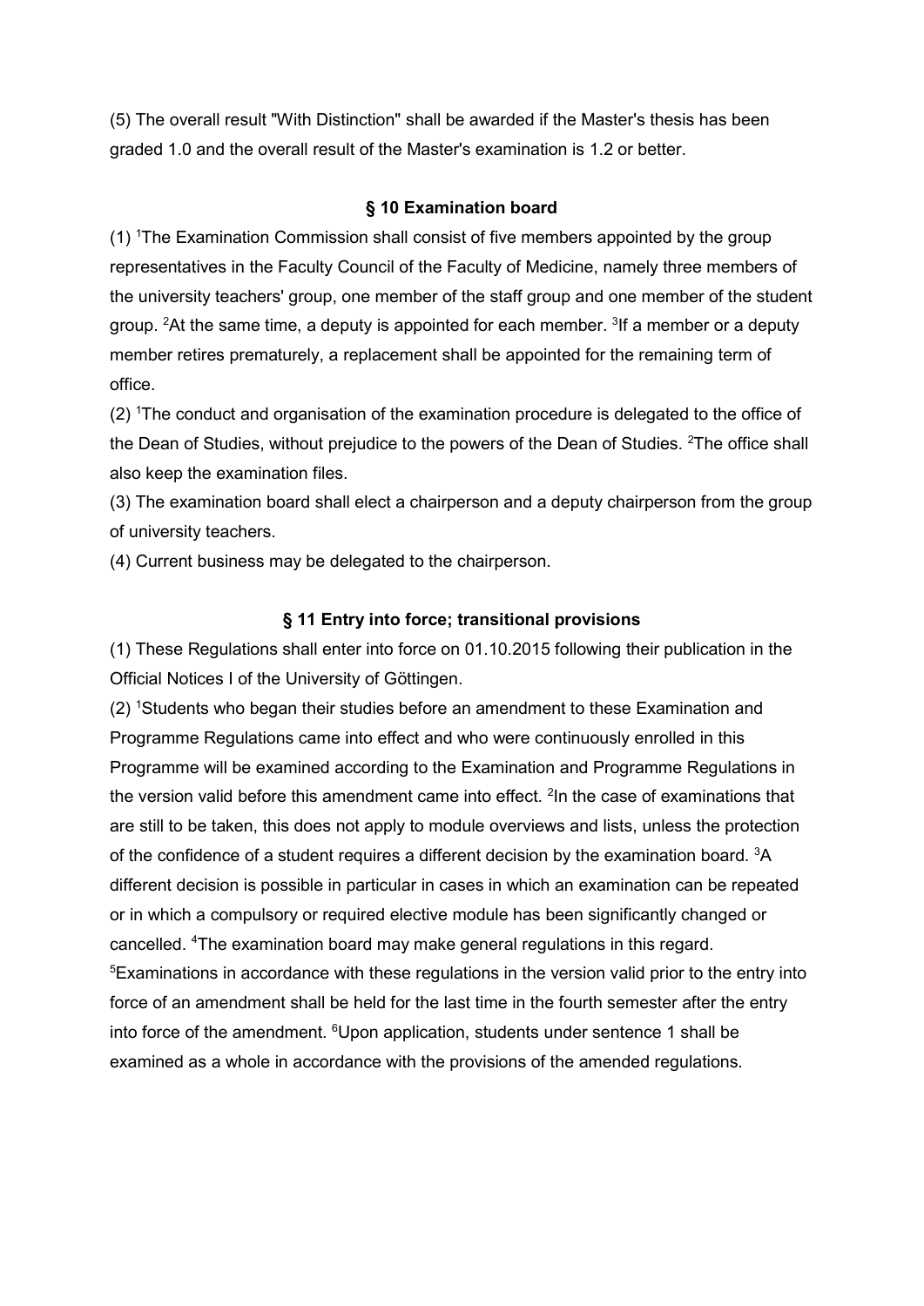(5) The overall result "With Distinction" shall be awarded if the Master's thesis has been graded 1.0 and the overall result of the Master's examination is 1.2 or better.

### § 10 Examination board

(1) [1]The Examination Commission shall consist of five members appointed by the group representatives in the Faculty Council of the Faculty of Medicine, namely three members of the university teachers' group, one member of the staff group and one member of the student group. [2]At the same time, a deputy is appointed for each member. [3]If a member or a deputy member retires prematurely, a replacement shall be appointed for the remaining term of office.

(2) [1]The conduct and organisation of the examination procedure is delegated to the office of the Dean of Studies, without prejudice to the powers of the Dean of Studies. [2]The office shall also keep the examination files.

(3) The examination board shall elect a chairperson and a deputy chairperson from the group of university teachers.

(4) Current business may be delegated to the chairperson.

### § 11 Entry into force; transitional provisions

(1) These Regulations shall enter into force on 01.10.2015 following their publication in the Official Notices I of the University of Göttingen.

(2) [1]Students who began their studies before an amendment to these Examination and Programme Regulations came into effect and who were continuously enrolled in this Programme will be examined according to the Examination and Programme Regulations in the version valid before this amendment came into effect. [2]In the case of examinations that are still to be taken, this does not apply to module overviews and lists, unless the protection of the confidence of a student requires a different decision by the examination board. [3]A different decision is possible in particular in cases in which an examination can be repeated or in which a compulsory or required elective module has been significantly changed or cancelled. [4]The examination board may make general regulations in this regard. [5]Examinations in accordance with these regulations in the version valid prior to the entry into force of an amendment shall be held for the last time in the fourth semester after the entry into force of the amendment. [6]Upon application, students under sentence 1 shall be examined as a whole in accordance with the provisions of the amended regulations.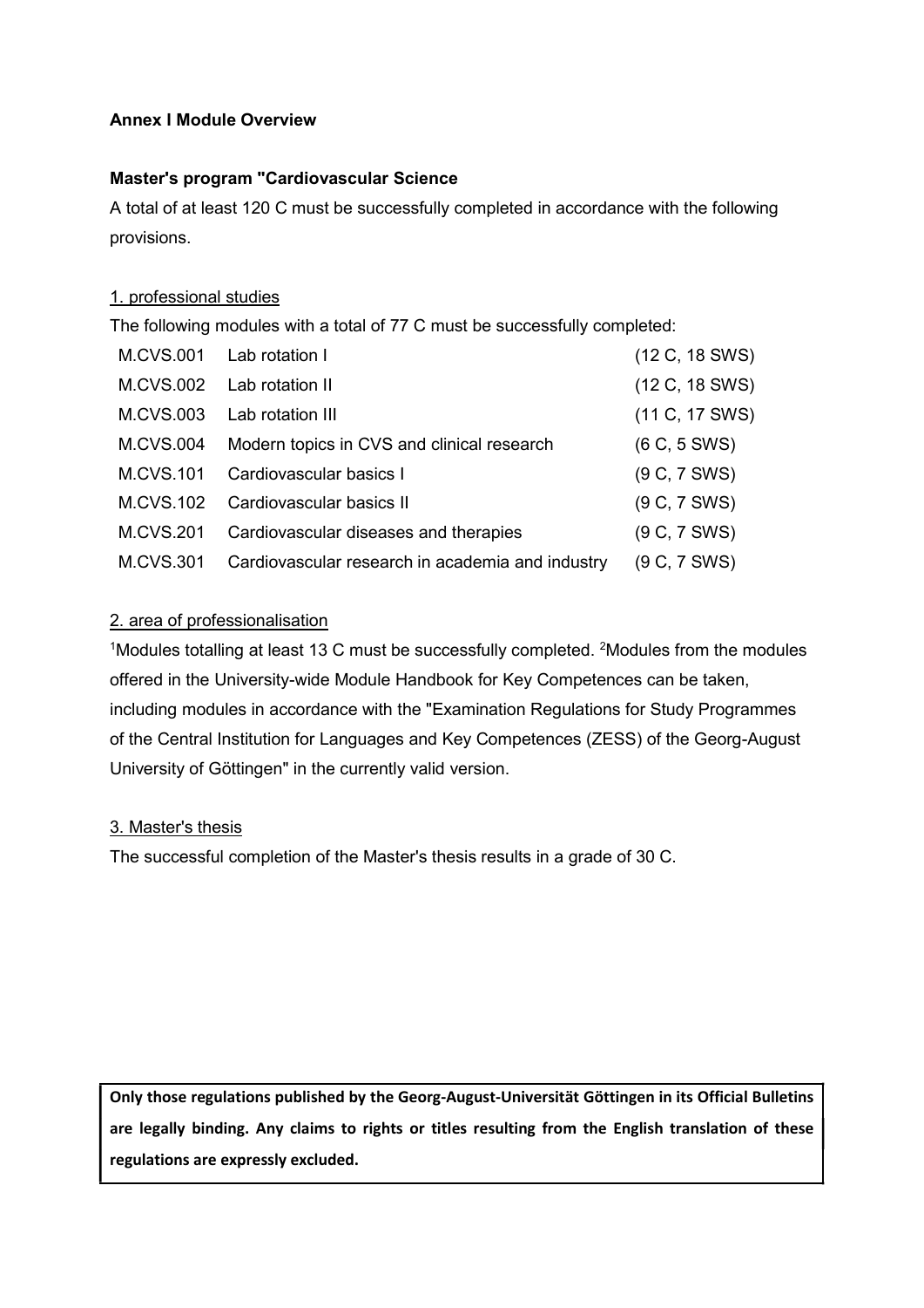**Annex I Module Overview**

**Master's program "Cardiovascular Science**

A total of at least 120 C must be successfully completed in accordance with the following provisions.

1. professional studies

The following modules with a total of 77 C must be successfully completed:

| | | |
|---|---|---|
| M.CVS.001 | Lab rotation I | (12 C, 18 SWS) |
| M.CVS.002 | Lab rotation II | (12 C, 18 SWS) |
| M.CVS.003 | Lab rotation III | (11 C, 17 SWS) |
| M.CVS.004 | Modern topics in CVS and clinical research | (6 C, 5 SWS) |
| M.CVS.101 | Cardiovascular basics I | (9 C, 7 SWS) |
| M.CVS.102 | Cardiovascular basics II | (9 C, 7 SWS) |
| M.CVS.201 | Cardiovascular diseases and therapies | (9 C, 7 SWS) |
| M.CVS.301 | Cardiovascular research in academia and industry | (9 C, 7 SWS) |

2. area of professionalisation

[1]Modules totalling at least 13 C must be successfully completed. [2]Modules from the modules offered in the University-wide Module Handbook for Key Competences can be taken, including modules in accordance with the "Examination Regulations for Study Programmes of the Central Institution for Languages and Key Competences (ZESS) of the Georg-August University of Göttingen" in the currently valid version.

3. Master's thesis

The successful completion of the Master's thesis results in a grade of 30 C.

**Only those regulations published by the Georg-August-Universität Göttingen in its Official Bulletins are legally binding. Any claims to rights or titles resulting from the English translation of these regulations are expressly excluded.**